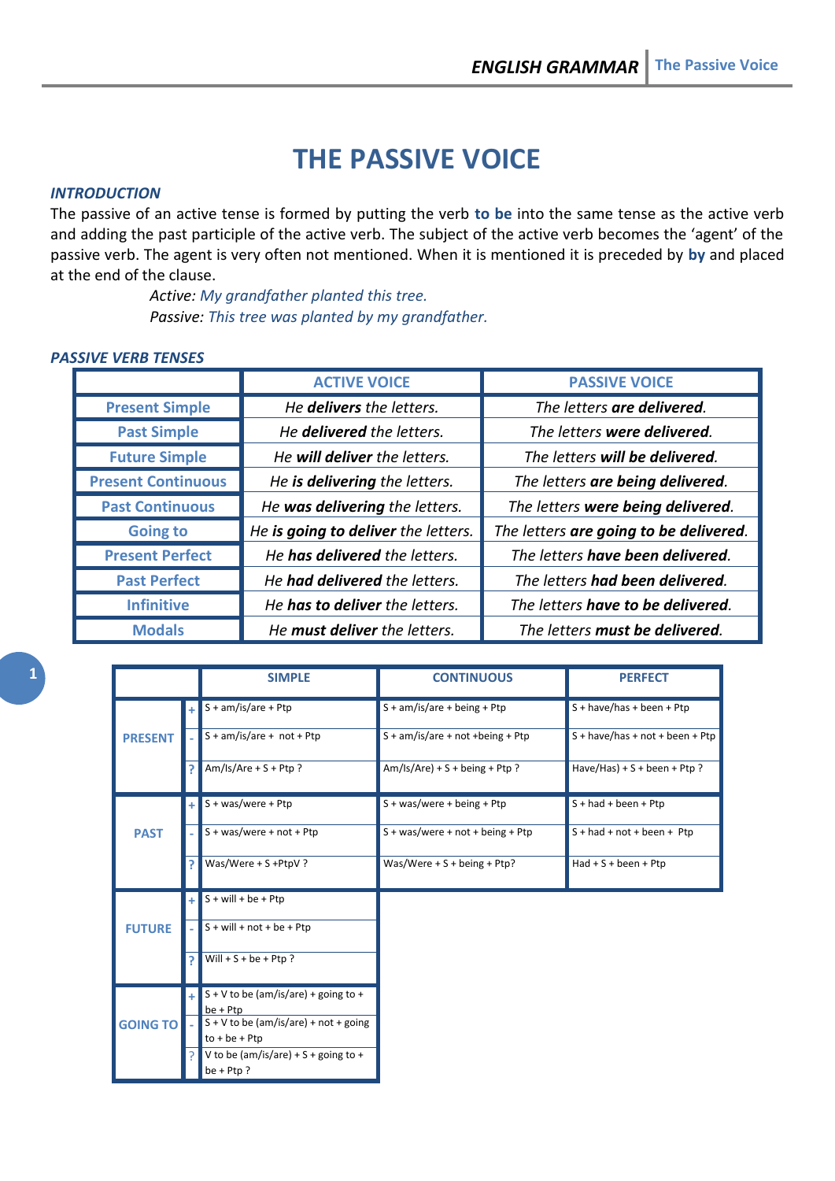# THE PASSIVE VOICE

***INTRODUCTION***

The passive of an active tense is formed by putting the verb **to be** into the same tense as the active verb and adding the past participle of the active verb. The subject of the active verb becomes the 'agent' of the passive verb. The agent is very often not mentioned. When it is mentioned it is preceded by **by** and placed at the end of the clause.

*Active: My grandfather planted this tree.*
*Passive: This tree was planted by my grandfather.*

***PASSIVE VERB TENSES***

| | ACTIVE VOICE | PASSIVE VOICE |
|---|---|---|
| Present Simple | *He **delivers** the letters.* | *The letters **are delivered**.* |
| Past Simple | *He **delivered** the letters.* | *The letters **were delivered**.* |
| Future Simple | *He **will deliver** the letters.* | *The letters **will be delivered**.* |
| Present Continuous | *He **is delivering** the letters.* | *The letters **are being delivered**.* |
| Past Continuous | *He **was delivering** the letters.* | *The letters **were being delivered**.* |
| Going to | *He **is going to deliver** the letters.* | *The letters **are going to be delivered**.* |
| Present Perfect | *He **has delivered** the letters.* | *The letters **have been delivered**.* |
| Past Perfect | *He **had delivered** the letters.* | *The letters **had been delivered**.* |
| Infinitive | *He **has to deliver** the letters.* | *The letters **have to be delivered**.* |
| Modals | *He **must deliver** the letters.* | *The letters **must be delivered**.* |

| | | SIMPLE | CONTINUOUS | PERFECT |
|---|---|---|---|---|
| PRESENT | + | S + am/is/are + Ptp | S + am/is/are + being + Ptp | S + have/has + been + Ptp |
| | - | S + am/is/are + not + Ptp | S + am/is/are + not +being + Ptp | S + have/has + not + been + Ptp |
| | ? | Am/Is/Are + S + Ptp ? | Am/Is/Are) + S + being + Ptp ? | Have/Has) + S + been + Ptp ? |
| PAST | + | S + was/were + Ptp | S + was/were + being + Ptp | S + had + been + Ptp |
| | - | S + was/were + not + Ptp | S + was/were + not + being + Ptp | S + had + not + been + Ptp |
| | ? | Was/Were + S +PtpV ? | Was/Were + S + being + Ptp? | Had + S + been + Ptp |
| FUTURE | + | S + will + be + Ptp | | |
| | - | S + will + not + be + Ptp | | |
| | ? | Will + S + be + Ptp ? | | |
| GOING TO | + | S + V to be (am/is/are) + going to + be + Ptp | | |
| | - | S + V to be (am/is/are) + not + going to + be + Ptp | | |
| | ? | V to be (am/is/are) + S + going to + be + Ptp ? | | |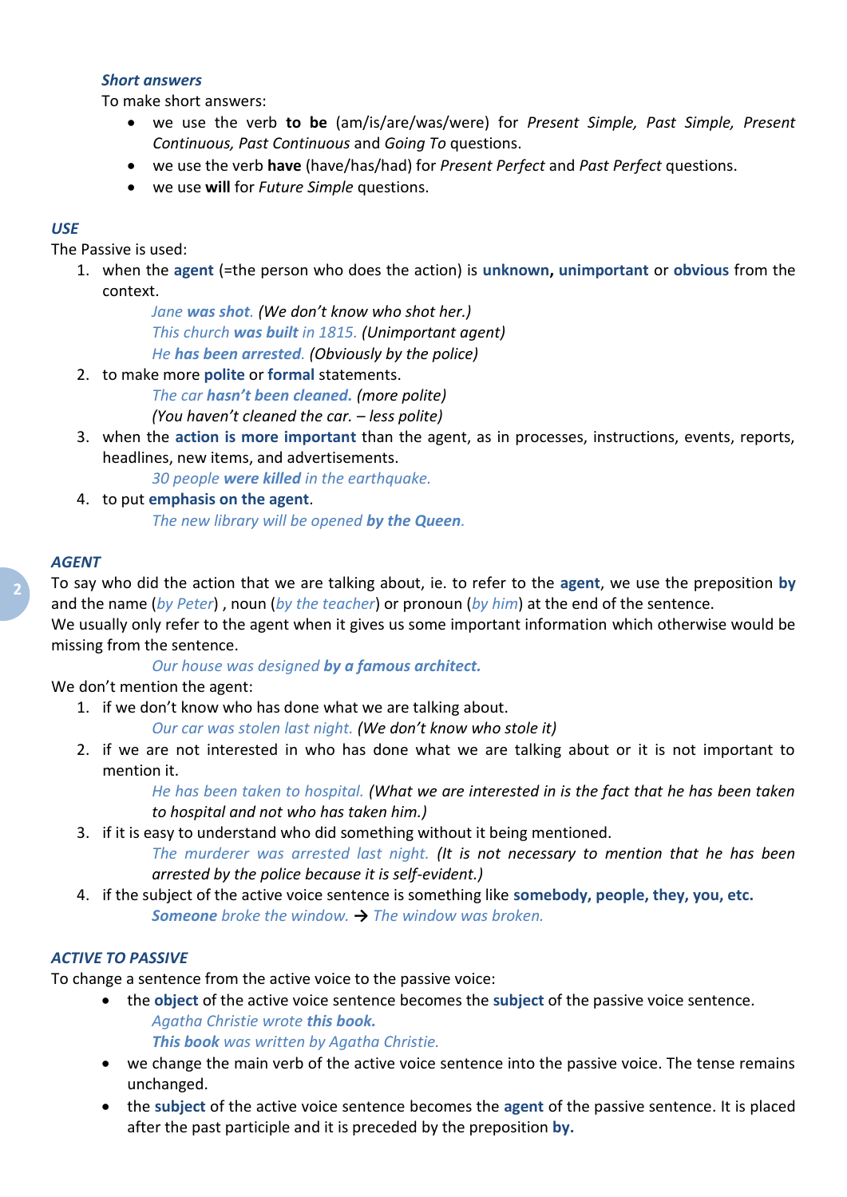### *Short answers*

To make short answers:

- we use the verb **to be** (am/is/are/was/were) for *Present Simple, Past Simple, Present Continuous, Past Continuous* and *Going To* questions.
- we use the verb **have** (have/has/had) for *Present Perfect* and *Past Perfect* questions.
- we use **will** for *Future Simple* questions.

## *USE*

The Passive is used:

1. when the **agent** (=the person who does the action) is **unknown, unimportant** or **obvious** from the context.

    *Jane **was shot**. (We don't know who shot her.)*
    *This church **was built** in 1815. (Unimportant agent)*
    *He **has been arrested**. (Obviously by the police)*

2. to make more **polite** or **formal** statements.

    *The car **hasn't been cleaned.** (more polite)*
    *(You haven't cleaned the car. – less polite)*

3. when the **action is more important** than the agent, as in processes, instructions, events, reports, headlines, new items, and advertisements.

    *30 people **were killed** in the earthquake.*

4. to put **emphasis on the agent**.

    *The new library will be opened **by the Queen**.*

## *AGENT*

To say who did the action that we are talking about, ie. to refer to the **agent**, we use the preposition **by** and the name (*by Peter*) , noun (*by the teacher*) or pronoun (*by him*) at the end of the sentence.

We usually only refer to the agent when it gives us some important information which otherwise would be missing from the sentence.

*Our house was designed **by a famous architect.***

We don't mention the agent:

1. if we don't know who has done what we are talking about.

    *Our car was stolen last night. (We don't know who stole it)*

2. if we are not interested in who has done what we are talking about or it is not important to mention it.

    *He has been taken to hospital. (What we are interested in is the fact that he has been taken to hospital and not who has taken him.)*

3. if it is easy to understand who did something without it being mentioned.

    *The murderer was arrested last night. (It is not necessary to mention that he has been arrested by the police because it is self-evident.)*

4. if the subject of the active voice sentence is something like **somebody, people, they, you, etc.**

    ***Someone** broke the window.* → *The window was broken.*

## *ACTIVE TO PASSIVE*

To change a sentence from the active voice to the passive voice:

- the **object** of the active voice sentence becomes the **subject** of the passive voice sentence.

    *Agatha Christie wrote **this book.***
    ***This book** was written by Agatha Christie.*

- we change the main verb of the active voice sentence into the passive voice. The tense remains unchanged.
- the **subject** of the active voice sentence becomes the **agent** of the passive sentence. It is placed after the past participle and it is preceded by the preposition **by.**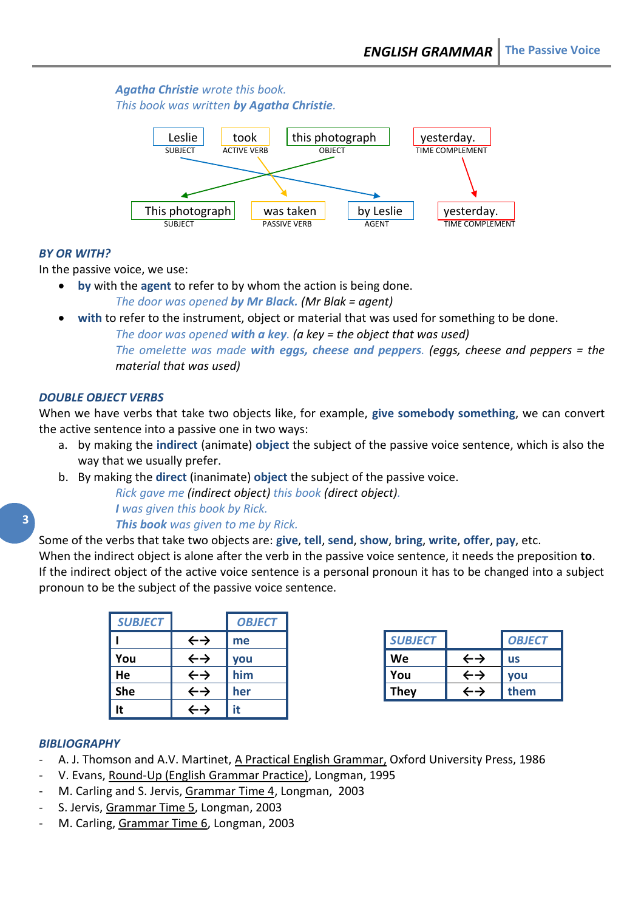*Agatha Christie wrote this book.*
*This book was written **by Agatha Christie**.*

| Leslie | took | this photograph | yesterday. |
|---|---|---|---|
| SUBJECT | ACTIVE VERB | OBJECT | TIME COMPLEMENT |

| This photograph | was taken | by Leslie | yesterday. |
|---|---|---|---|
| SUBJECT | PASSIVE VERB | AGENT | TIME COMPLEMENT |

### *BY OR WITH?*

In the passive voice, we use:

- **by** with the **agent** to refer to by whom the action is being done.
  *The door was opened **by Mr Black.** (Mr Blak = agent)*
- **with** to refer to the instrument, object or material that was used for something to be done.
  *The door was opened **with a key**. (a key = the object that was used)*
  *The omelette was made **with eggs, cheese and peppers**. (eggs, cheese and peppers = the material that was used)*

### *DOUBLE OBJECT VERBS*

When we have verbs that take two objects like, for example, **give somebody something**, we can convert the active sentence into a passive one in two ways:

a. by making the **indirect** (animate) **object** the subject of the passive voice sentence, which is also the way that we usually prefer.
b. By making the **direct** (inanimate) **object** the subject of the passive voice.
   *Rick gave me (indirect object) this book (direct object).*
   ***I** was given this book by Rick.*
   ***This book** was given to me by Rick.*

Some of the verbs that take two objects are: **give**, **tell**, **send**, **show**, **bring**, **write**, **offer**, **pay**, etc.
When the indirect object is alone after the verb in the passive voice sentence, it needs the preposition **to**.
If the indirect object of the active voice sentence is a personal pronoun it has to be changed into a subject pronoun to be the subject of the passive voice sentence.

| *SUBJECT* | | *OBJECT* |
|---|---|---|
| **I** | ←→ | **me** |
| **You** | ←→ | **you** |
| **He** | ←→ | **him** |
| **She** | ←→ | **her** |
| **It** | ←→ | **it** |

| *SUBJECT* | | *OBJECT* |
|---|---|---|
| **We** | ←→ | **us** |
| **You** | ←→ | **you** |
| **They** | ←→ | **them** |

### *BIBLIOGRAPHY*

- A. J. Thomson and A.V. Martinet, A Practical English Grammar, Oxford University Press, 1986
- V. Evans, Round-Up (English Grammar Practice), Longman, 1995
- M. Carling and S. Jervis, Grammar Time 4, Longman, 2003
- S. Jervis, Grammar Time 5, Longman, 2003
- M. Carling, Grammar Time 6, Longman, 2003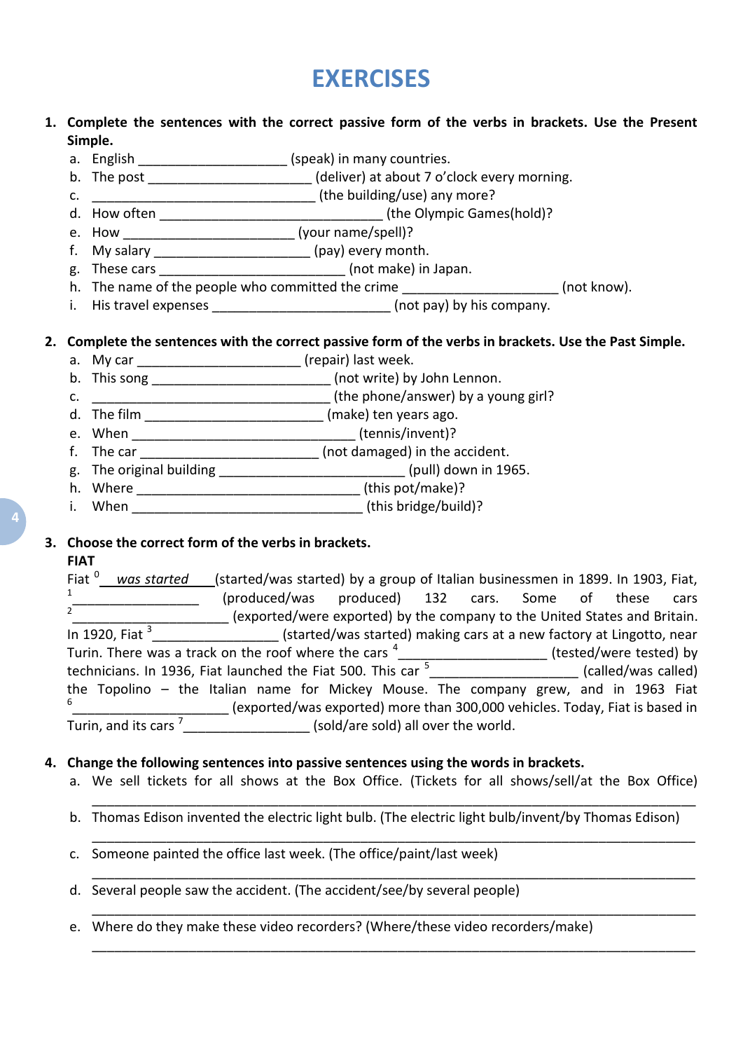# EXERCISES

1. **Complete the sentences with the correct passive form of the verbs in brackets. Use the Present Simple.**
   a. English ____________________ (speak) in many countries.
   b. The post ______________________ (deliver) at about 7 o'clock every morning.
   c. ______________________________ (the building/use) any more?
   d. How often ______________________________ (the Olympic Games(hold)?
   e. How _______________________ (your name/spell)?
   f. My salary _____________________ (pay) every month.
   g. These cars _________________________ (not make) in Japan.
   h. The name of the people who committed the crime _____________________ (not know).
   i. His travel expenses ________________________ (not pay) by his company.

2. **Complete the sentences with the correct passive form of the verbs in brackets. Use the Past Simple.**
   a. My car ______________________ (repair) last week.
   b. This song ________________________ (not write) by John Lennon.
   c. _________________________________ (the phone/answer) by a young girl?
   d. The film ________________________ (make) ten years ago.
   e. When ______________________________ (tennis/invent)?
   f. The car ________________________ (not damaged) in the accident.
   g. The original building _________________________ (pull) down in 1965.
   h. Where ______________________________ (this pot/make)?
   i. When _______________________________ (this bridge/build)?

3. **Choose the correct form of the verbs in brackets.**

   **FIAT**

   Fiat [0] *was started* (started/was started) by a group of Italian businessmen in 1899. In 1903, Fiat, [1] _________________ (produced/was produced) 132 cars. Some of these cars [2] _____________________ (exported/were exported) by the company to the United States and Britain. In 1920, Fiat [3] _________________ (started/was started) making cars at a new factory at Lingotto, near Turin. There was a track on the roof where the cars [4] ____________________ (tested/were tested) by technicians. In 1936, Fiat launched the Fiat 500. This car [5] ___________________ (called/was called) the Topolino – the Italian name for Mickey Mouse. The company grew, and in 1963 Fiat [6] _____________________ (exported/was exported) more than 300,000 vehicles. Today, Fiat is based in Turin, and its cars [7] _________________ (sold/are sold) all over the world.

4. **Change the following sentences into passive sentences using the words in brackets.**
   a. We sell tickets for all shows at the Box Office. (Tickets for all shows/sell/at the Box Office)
   _____________________________________________________________________________
   b. Thomas Edison invented the electric light bulb. (The electric light bulb/invent/by Thomas Edison)
   _____________________________________________________________________________
   c. Someone painted the office last week. (The office/paint/last week)
   _____________________________________________________________________________
   d. Several people saw the accident. (The accident/see/by several people)
   _____________________________________________________________________________
   e. Where do they make these video recorders? (Where/these video recorders/make)
   _____________________________________________________________________________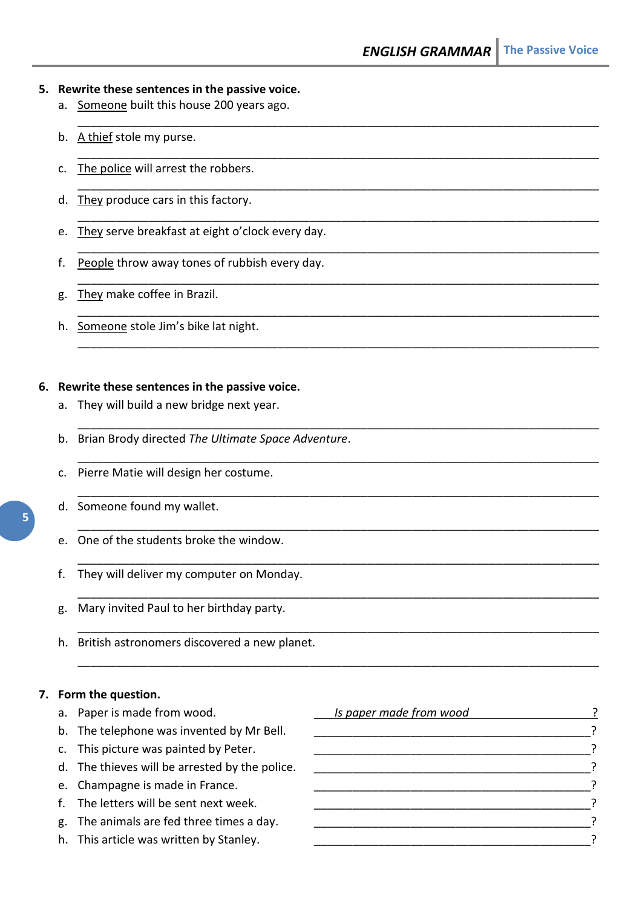5. **Rewrite these sentences in the passive voice.**
   a. <u>Someone</u> built this house 200 years ago.
   ______________________________________________________________________________
   b. <u>A thief</u> stole my purse.
   ______________________________________________________________________________
   c. <u>The police</u> will arrest the robbers.
   ______________________________________________________________________________
   d. <u>They</u> produce cars in this factory.
   ______________________________________________________________________________
   e. <u>They</u> serve breakfast at eight o'clock every day.
   ______________________________________________________________________________
   f. <u>People</u> throw away tones of rubbish every day.
   ______________________________________________________________________________
   g. <u>They</u> make coffee in Brazil.
   ______________________________________________________________________________
   h. <u>Someone</u> stole Jim's bike lat night.
   ______________________________________________________________________________

6. **Rewrite these sentences in the passive voice.**
   a. They will build a new bridge next year.
   ______________________________________________________________________________
   b. Brian Brody directed *The Ultimate Space Adventure*.
   ______________________________________________________________________________
   c. Pierre Matie will design her costume.
   ______________________________________________________________________________
   d. Someone found my wallet.
   ______________________________________________________________________________
   e. One of the students broke the window.
   ______________________________________________________________________________
   f. They will deliver my computer on Monday.
   ______________________________________________________________________________
   g. Mary invited Paul to her birthday party.
   ______________________________________________________________________________
   h. British astronomers discovered a new planet.
   ______________________________________________________________________________

7. **Form the question.**
   a. Paper is made from wood. &nbsp;&nbsp; *Is paper made from wood*__________?
   b. The telephone was invented by Mr Bell. ________________________________?
   c. This picture was painted by Peter. ________________________________?
   d. The thieves will be arrested by the police. ________________________________?
   e. Champagne is made in France. ________________________________?
   f. The letters will be sent next week. ________________________________?
   g. The animals are fed three times a day. ________________________________?
   h. This article was written by Stanley. ________________________________?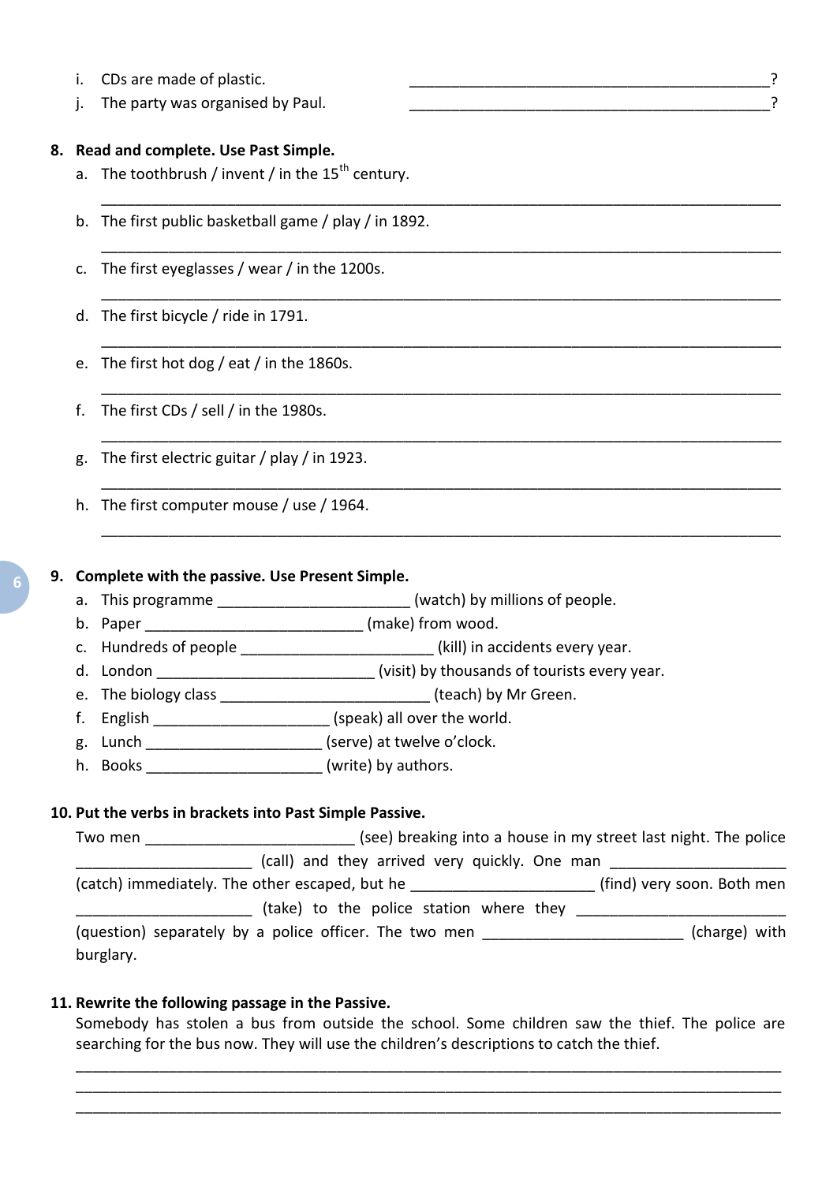i. CDs are made of plastic. _____________________________________________?

j. The party was organised by Paul. _____________________________________________?

**8. Read and complete. Use Past Simple.**

a. The toothbrush / invent / in the 15th century.

_______________________________________________________________________________

b. The first public basketball game / play / in 1892.

_______________________________________________________________________________

c. The first eyeglasses / wear / in the 1200s.

_______________________________________________________________________________

d. The first bicycle / ride in 1791.

_______________________________________________________________________________

e. The first hot dog / eat / in the 1860s.

_______________________________________________________________________________

f. The first CDs / sell / in the 1980s.

_______________________________________________________________________________

g. The first electric guitar / play / in 1923.

_______________________________________________________________________________

h. The first computer mouse / use / 1964.

_______________________________________________________________________________

**9. Complete with the passive. Use Present Simple.**

a. This programme ______________________ (watch) by millions of people.
b. Paper ________________________ (make) from wood.
c. Hundreds of people ______________________ (kill) in accidents every year.
d. London ________________________ (visit) by thousands of tourists every year.
e. The biology class ________________________ (teach) by Mr Green.
f. English ____________________ (speak) all over the world.
g. Lunch ____________________ (serve) at twelve o'clock.
h. Books ____________________ (write) by authors.

**10. Put the verbs in brackets into Past Simple Passive.**

Two men _______________________ (see) breaking into a house in my street last night. The police ____________________ (call) and they arrived very quickly. One man ____________________ (catch) immediately. The other escaped, but he _____________________ (find) very soon. Both men ____________________ (take) to the police station where they ________________________ (question) separately by a police officer. The two men _______________________ (charge) with burglary.

**11. Rewrite the following passage in the Passive.**

Somebody has stolen a bus from outside the school. Some children saw the thief. The police are searching for the bus now. They will use the children's descriptions to catch the thief.

_______________________________________________________________________________
_______________________________________________________________________________
_______________________________________________________________________________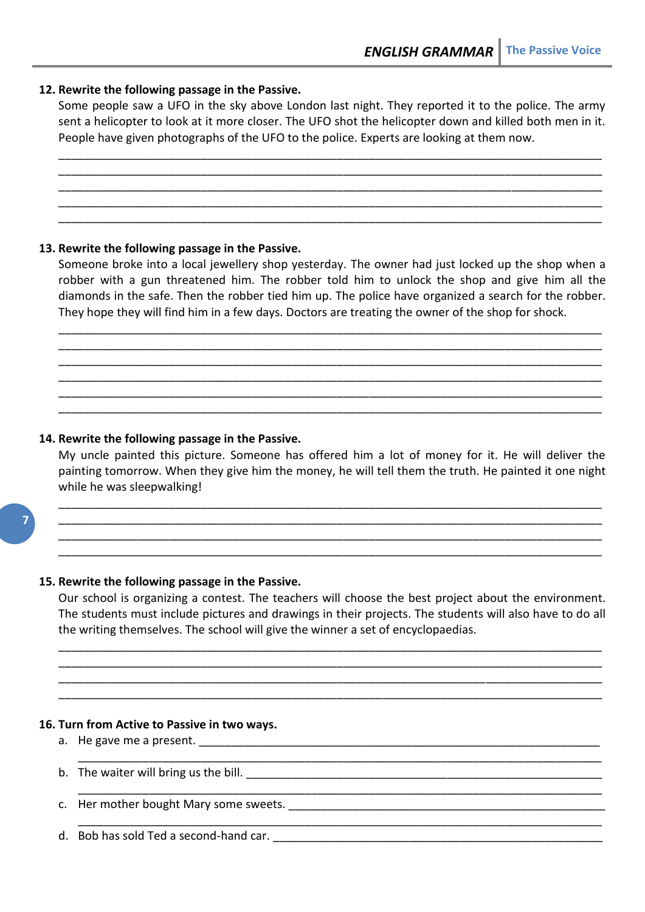**12. Rewrite the following passage in the Passive.**

Some people saw a UFO in the sky above London last night. They reported it to the police. The army sent a helicopter to look at it more closer. The UFO shot the helicopter down and killed both men in it. People have given photographs of the UFO to the police. Experts are looking at them now.

_______________________________________________________________________________
_______________________________________________________________________________
_______________________________________________________________________________
_______________________________________________________________________________
_______________________________________________________________________________

**13. Rewrite the following passage in the Passive.**

Someone broke into a local jewellery shop yesterday. The owner had just locked up the shop when a robber with a gun threatened him. The robber told him to unlock the shop and give him all the diamonds in the safe. Then the robber tied him up. The police have organized a search for the robber. They hope they will find him in a few days. Doctors are treating the owner of the shop for shock.

_______________________________________________________________________________
_______________________________________________________________________________
_______________________________________________________________________________
_______________________________________________________________________________
_______________________________________________________________________________
_______________________________________________________________________________

**14. Rewrite the following passage in the Passive.**

My uncle painted this picture. Someone has offered him a lot of money for it. He will deliver the painting tomorrow. When they give him the money, he will tell them the truth. He painted it one night while he was sleepwalking!

_______________________________________________________________________________
_______________________________________________________________________________
_______________________________________________________________________________
_______________________________________________________________________________

**15. Rewrite the following passage in the Passive.**

Our school is organizing a contest. The teachers will choose the best project about the environment. The students must include pictures and drawings in their projects. The students will also have to do all the writing themselves. The school will give the winner a set of encyclopaedias.

_______________________________________________________________________________
_______________________________________________________________________________
_______________________________________________________________________________
_______________________________________________________________________________

**16. Turn from Active to Passive in two ways.**

a. He gave me a present. ____________________________________________________
   ____________________________________________________________________________
b. The waiter will bring us the bill. ____________________________________________
   ____________________________________________________________________________
c. Her mother bought Mary some sweets. _________________________________________
   ____________________________________________________________________________
d. Bob has sold Ted a second-hand car. _________________________________________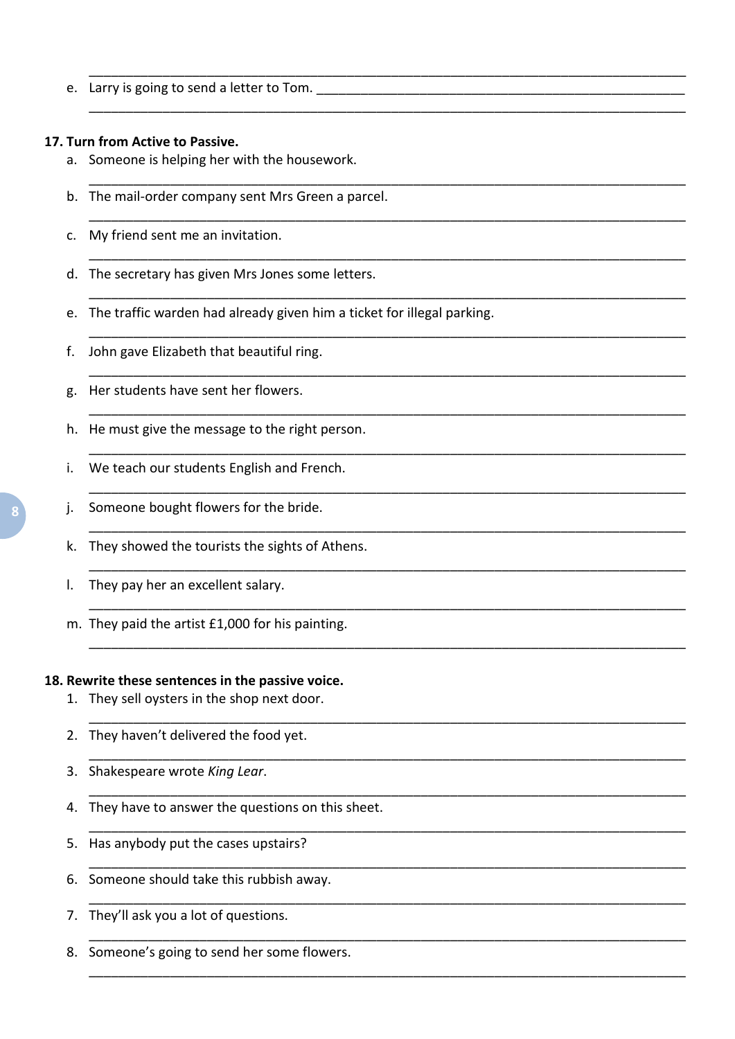e. Larry is going to send a letter to Tom. ______________________________________________

______________________________________________

**17. Turn from Active to Passive.**

a. Someone is helping her with the housework.

______________________________________________

b. The mail-order company sent Mrs Green a parcel.

______________________________________________

c. My friend sent me an invitation.

______________________________________________

d. The secretary has given Mrs Jones some letters.

______________________________________________

e. The traffic warden had already given him a ticket for illegal parking.

______________________________________________

f. John gave Elizabeth that beautiful ring.

______________________________________________

g. Her students have sent her flowers.

______________________________________________

h. He must give the message to the right person.

______________________________________________

i. We teach our students English and French.

______________________________________________

j. Someone bought flowers for the bride.

______________________________________________

k. They showed the tourists the sights of Athens.

______________________________________________

l. They pay her an excellent salary.

______________________________________________

m. They paid the artist £1,000 for his painting.

______________________________________________

**18. Rewrite these sentences in the passive voice.**

1. They sell oysters in the shop next door.

______________________________________________

2. They haven't delivered the food yet.

______________________________________________

3. Shakespeare wrote *King Lear*.

______________________________________________

4. They have to answer the questions on this sheet.

______________________________________________

5. Has anybody put the cases upstairs?

______________________________________________

6. Someone should take this rubbish away.

______________________________________________

7. They'll ask you a lot of questions.

______________________________________________

8. Someone's going to send her some flowers.

______________________________________________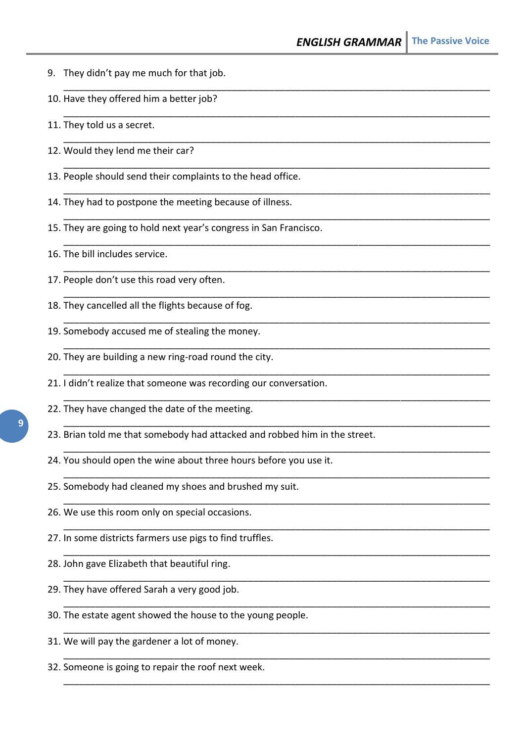9. They didn't pay me much for that job.

_______________________________________________________________________________

10. Have they offered him a better job?

_______________________________________________________________________________

11. They told us a secret.

_______________________________________________________________________________

12. Would they lend me their car?

_______________________________________________________________________________

13. People should send their complaints to the head office.

_______________________________________________________________________________

14. They had to postpone the meeting because of illness.

_______________________________________________________________________________

15. They are going to hold next year's congress in San Francisco.

_______________________________________________________________________________

16. The bill includes service.

_______________________________________________________________________________

17. People don't use this road very often.

_______________________________________________________________________________

18. They cancelled all the flights because of fog.

_______________________________________________________________________________

19. Somebody accused me of stealing the money.

_______________________________________________________________________________

20. They are building a new ring-road round the city.

_______________________________________________________________________________

21. I didn't realize that someone was recording our conversation.

_______________________________________________________________________________

22. They have changed the date of the meeting.

_______________________________________________________________________________

23. Brian told me that somebody had attacked and robbed him in the street.

_______________________________________________________________________________

24. You should open the wine about three hours before you use it.

_______________________________________________________________________________

25. Somebody had cleaned my shoes and brushed my suit.

_______________________________________________________________________________

26. We use this room only on special occasions.

_______________________________________________________________________________

27. In some districts farmers use pigs to find truffles.

_______________________________________________________________________________

28. John gave Elizabeth that beautiful ring.

_______________________________________________________________________________

29. They have offered Sarah a very good job.

_______________________________________________________________________________

30. The estate agent showed the house to the young people.

_______________________________________________________________________________

31. We will pay the gardener a lot of money.

_______________________________________________________________________________

32. Someone is going to repair the roof next week.

_______________________________________________________________________________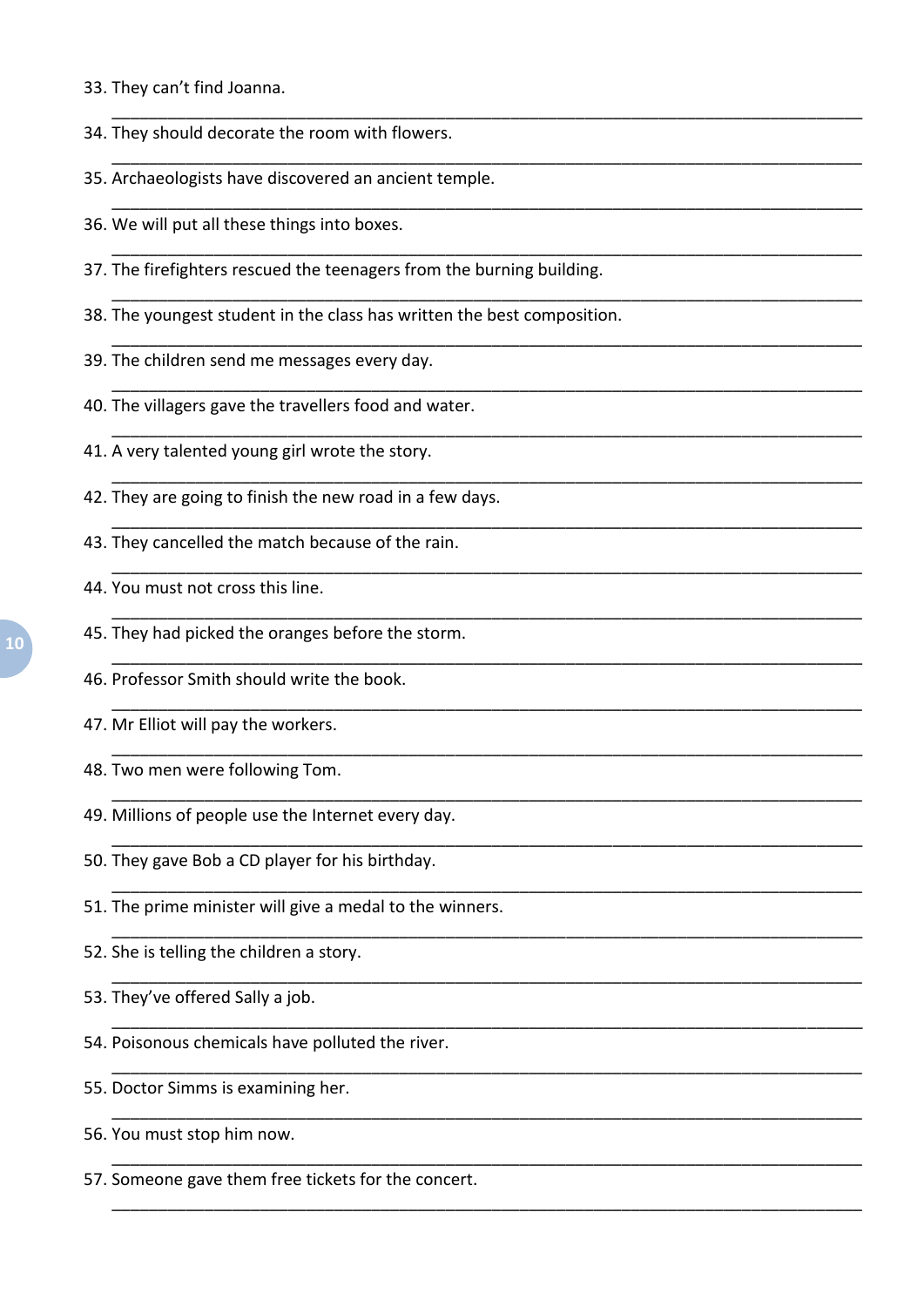33. They can't find Joanna.

_______________________________________________________________________________

34. They should decorate the room with flowers.

_______________________________________________________________________________

35. Archaeologists have discovered an ancient temple.

_______________________________________________________________________________

36. We will put all these things into boxes.

_______________________________________________________________________________

37. The firefighters rescued the teenagers from the burning building.

_______________________________________________________________________________

38. The youngest student in the class has written the best composition.

_______________________________________________________________________________

39. The children send me messages every day.

_______________________________________________________________________________

40. The villagers gave the travellers food and water.

_______________________________________________________________________________

41. A very talented young girl wrote the story.

_______________________________________________________________________________

42. They are going to finish the new road in a few days.

_______________________________________________________________________________

43. They cancelled the match because of the rain.

_______________________________________________________________________________

44. You must not cross this line.

_______________________________________________________________________________

45. They had picked the oranges before the storm.

_______________________________________________________________________________

46. Professor Smith should write the book.

_______________________________________________________________________________

47. Mr Elliot will pay the workers.

_______________________________________________________________________________

48. Two men were following Tom.

_______________________________________________________________________________

49. Millions of people use the Internet every day.

_______________________________________________________________________________

50. They gave Bob a CD player for his birthday.

_______________________________________________________________________________

51. The prime minister will give a medal to the winners.

_______________________________________________________________________________

52. She is telling the children a story.

_______________________________________________________________________________

53. They've offered Sally a job.

_______________________________________________________________________________

54. Poisonous chemicals have polluted the river.

_______________________________________________________________________________

55. Doctor Simms is examining her.

_______________________________________________________________________________

56. You must stop him now.

_______________________________________________________________________________

57. Someone gave them free tickets for the concert.

_______________________________________________________________________________